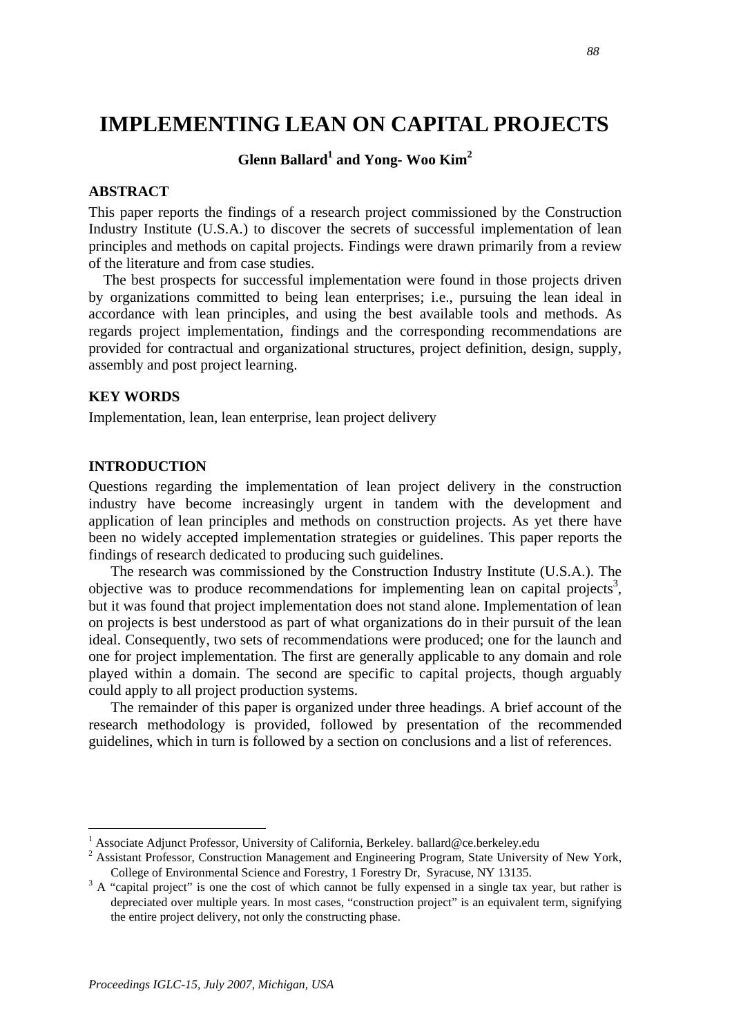# IMPLEMENTING LEAN ON CAPITAL PROJECTS

**Glenn Ballard[1] and Yong- Woo Kim[2]**

## ABSTRACT

This paper reports the findings of a research project commissioned by the Construction Industry Institute (U.S.A.) to discover the secrets of successful implementation of lean principles and methods on capital projects. Findings were drawn primarily from a review of the literature and from case studies.

The best prospects for successful implementation were found in those projects driven by organizations committed to being lean enterprises; i.e., pursuing the lean ideal in accordance with lean principles, and using the best available tools and methods. As regards project implementation, findings and the corresponding recommendations are provided for contractual and organizational structures, project definition, design, supply, assembly and post project learning.

## KEY WORDS

Implementation, lean, lean enterprise, lean project delivery

## INTRODUCTION

Questions regarding the implementation of lean project delivery in the construction industry have become increasingly urgent in tandem with the development and application of lean principles and methods on construction projects. As yet there have been no widely accepted implementation strategies or guidelines. This paper reports the findings of research dedicated to producing such guidelines.

The research was commissioned by the Construction Industry Institute (U.S.A.). The objective was to produce recommendations for implementing lean on capital projects[3], but it was found that project implementation does not stand alone. Implementation of lean on projects is best understood as part of what organizations do in their pursuit of the lean ideal. Consequently, two sets of recommendations were produced; one for the launch and one for project implementation. The first are generally applicable to any domain and role played within a domain. The second are specific to capital projects, though arguably could apply to all project production systems.

The remainder of this paper is organized under three headings. A brief account of the research methodology is provided, followed by presentation of the recommended guidelines, which in turn is followed by a section on conclusions and a list of references.

---

[1] Associate Adjunct Professor, University of California, Berkeley. ballard@ce.berkeley.edu

[2] Assistant Professor, Construction Management and Engineering Program, State University of New York, College of Environmental Science and Forestry, 1 Forestry Dr, Syracuse, NY 13135.

[3] A "capital project" is one the cost of which cannot be fully expensed in a single tax year, but rather is depreciated over multiple years. In most cases, "construction project" is an equivalent term, signifying the entire project delivery, not only the constructing phase.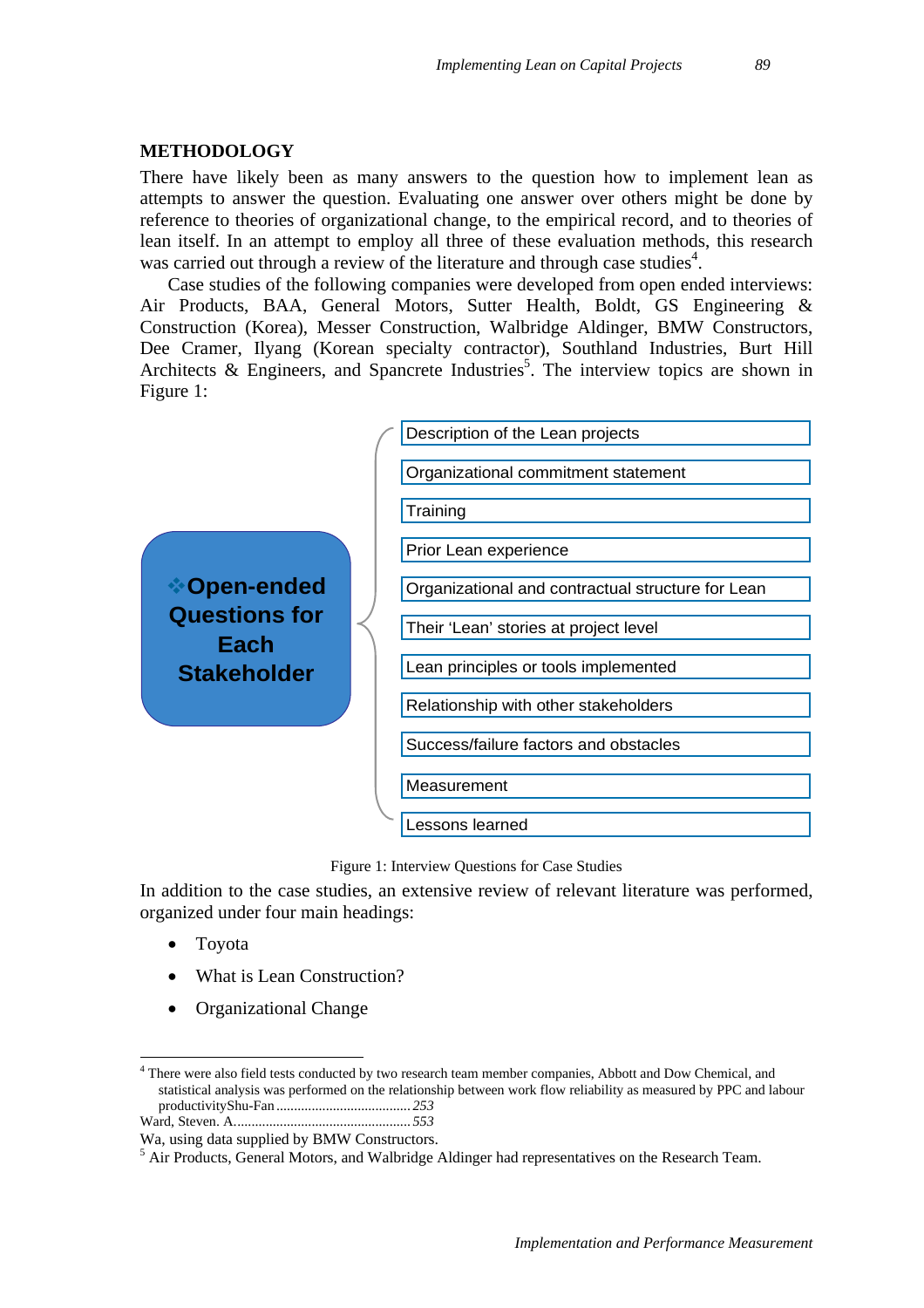## METHODOLOGY

There have likely been as many answers to the question how to implement lean as attempts to answer the question. Evaluating one answer over others might be done by reference to theories of organizational change, to the empirical record, and to theories of lean itself. In an attempt to employ all three of these evaluation methods, this research was carried out through a review of the literature and through case studies[4].

Case studies of the following companies were developed from open ended interviews: Air Products, BAA, General Motors, Sutter Health, Boldt, GS Engineering & Construction (Korea), Messer Construction, Walbridge Aldinger, BMW Constructors, Dee Cramer, Ilyang (Korean specialty contractor), Southland Industries, Burt Hill Architects & Engineers, and Spancrete Industries[5]. The interview topics are shown in Figure 1:

**Open-ended Questions for Each Stakeholder**

- Description of the Lean projects
- Organizational commitment statement
- Training
- Prior Lean experience
- Organizational and contractual structure for Lean
- Their 'Lean' stories at project level
- Lean principles or tools implemented
- Relationship with other stakeholders
- Success/failure factors and obstacles
- Measurement
- Lessons learned

Figure 1: Interview Questions for Case Studies

In addition to the case studies, an extensive review of relevant literature was performed, organized under four main headings:

- Toyota
- What is Lean Construction?
- Organizational Change

---

[4] There were also field tests conducted by two research team member companies, Abbott and Dow Chemical, and statistical analysis was performed on the relationship between work flow reliability as measured by PPC and labour productivityShu-Fan ...................................... 253
Ward, Steven. A.................................................. 553
Wa, using data supplied by BMW Constructors.

[5] Air Products, General Motors, and Walbridge Aldinger had representatives on the Research Team.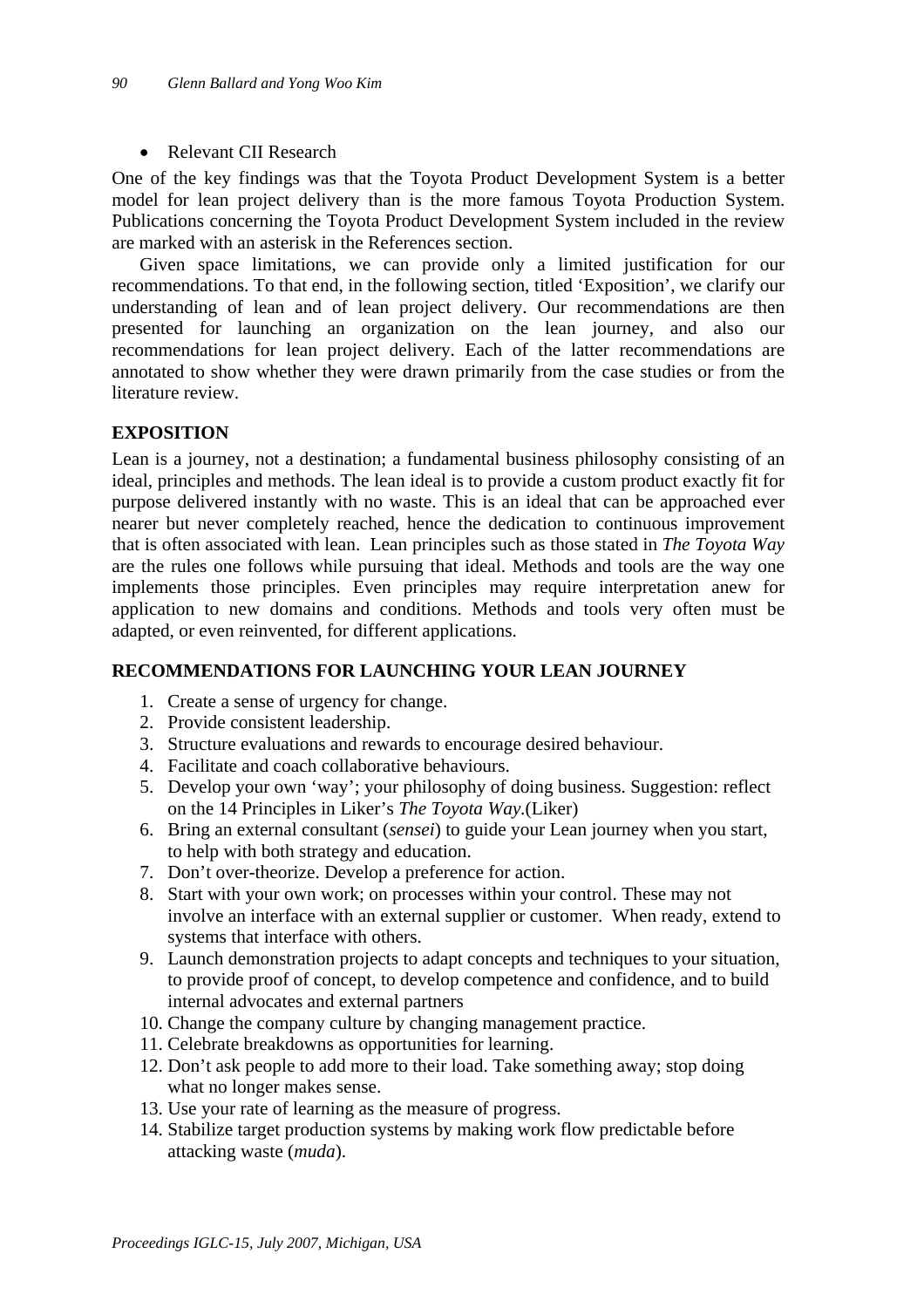- Relevant CII Research

One of the key findings was that the Toyota Product Development System is a better model for lean project delivery than is the more famous Toyota Production System. Publications concerning the Toyota Product Development System included in the review are marked with an asterisk in the References section.

Given space limitations, we can provide only a limited justification for our recommendations. To that end, in the following section, titled 'Exposition', we clarify our understanding of lean and of lean project delivery. Our recommendations are then presented for launching an organization on the lean journey, and also our recommendations for lean project delivery. Each of the latter recommendations are annotated to show whether they were drawn primarily from the case studies or from the literature review.

## EXPOSITION

Lean is a journey, not a destination; a fundamental business philosophy consisting of an ideal, principles and methods. The lean ideal is to provide a custom product exactly fit for purpose delivered instantly with no waste. This is an ideal that can be approached ever nearer but never completely reached, hence the dedication to continuous improvement that is often associated with lean. Lean principles such as those stated in *The Toyota Way* are the rules one follows while pursuing that ideal. Methods and tools are the way one implements those principles. Even principles may require interpretation anew for application to new domains and conditions. Methods and tools very often must be adapted, or even reinvented, for different applications.

## RECOMMENDATIONS FOR LAUNCHING YOUR LEAN JOURNEY

1. Create a sense of urgency for change.
2. Provide consistent leadership.
3. Structure evaluations and rewards to encourage desired behaviour.
4. Facilitate and coach collaborative behaviours.
5. Develop your own 'way'; your philosophy of doing business. Suggestion: reflect on the 14 Principles in Liker's *The Toyota Way*.(Liker)
6. Bring an external consultant (*sensei*) to guide your Lean journey when you start, to help with both strategy and education.
7. Don't over-theorize. Develop a preference for action.
8. Start with your own work; on processes within your control. These may not involve an interface with an external supplier or customer. When ready, extend to systems that interface with others.
9. Launch demonstration projects to adapt concepts and techniques to your situation, to provide proof of concept, to develop competence and confidence, and to build internal advocates and external partners
10. Change the company culture by changing management practice.
11. Celebrate breakdowns as opportunities for learning.
12. Don't ask people to add more to their load. Take something away; stop doing what no longer makes sense.
13. Use your rate of learning as the measure of progress.
14. Stabilize target production systems by making work flow predictable before attacking waste (*muda*).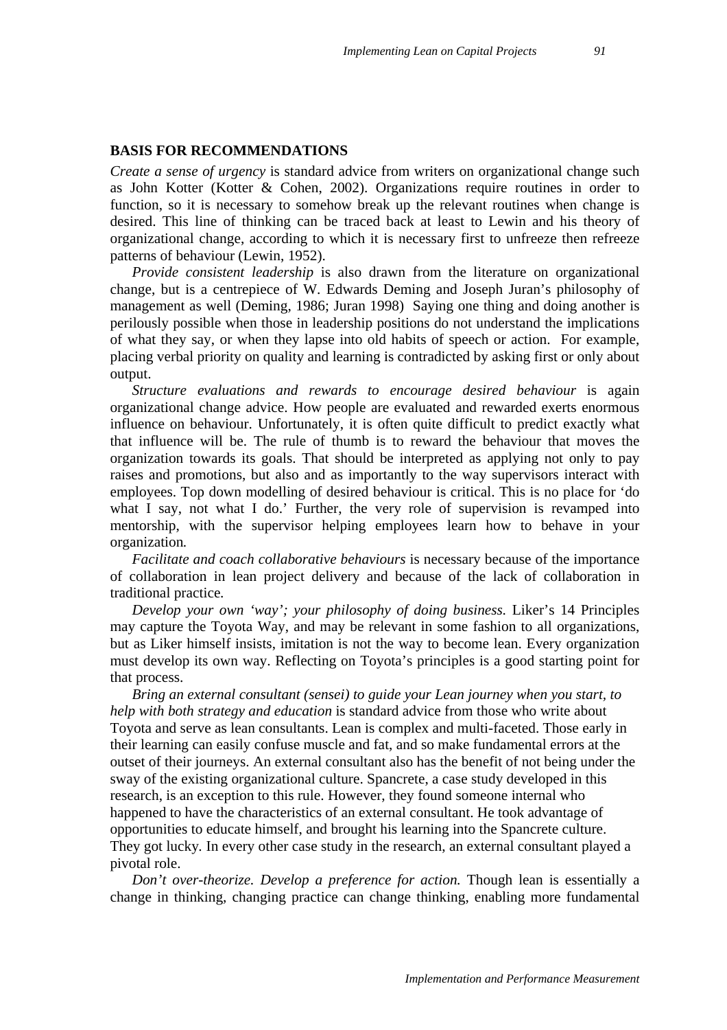## BASIS FOR RECOMMENDATIONS

*Create a sense of urgency* is standard advice from writers on organizational change such as John Kotter (Kotter & Cohen, 2002). Organizations require routines in order to function, so it is necessary to somehow break up the relevant routines when change is desired. This line of thinking can be traced back at least to Lewin and his theory of organizational change, according to which it is necessary first to unfreeze then refreeze patterns of behaviour (Lewin, 1952).

*Provide consistent leadership* is also drawn from the literature on organizational change, but is a centrepiece of W. Edwards Deming and Joseph Juran's philosophy of management as well (Deming, 1986; Juran 1998) Saying one thing and doing another is perilously possible when those in leadership positions do not understand the implications of what they say, or when they lapse into old habits of speech or action. For example, placing verbal priority on quality and learning is contradicted by asking first or only about output.

*Structure evaluations and rewards to encourage desired behaviour* is again organizational change advice. How people are evaluated and rewarded exerts enormous influence on behaviour. Unfortunately, it is often quite difficult to predict exactly what that influence will be. The rule of thumb is to reward the behaviour that moves the organization towards its goals. That should be interpreted as applying not only to pay raises and promotions, but also and as importantly to the way supervisors interact with employees. Top down modelling of desired behaviour is critical. This is no place for 'do what I say, not what I do.' Further, the very role of supervision is revamped into mentorship, with the supervisor helping employees learn how to behave in your organization.

*Facilitate and coach collaborative behaviours* is necessary because of the importance of collaboration in lean project delivery and because of the lack of collaboration in traditional practice.

*Develop your own 'way'; your philosophy of doing business.* Liker's 14 Principles may capture the Toyota Way, and may be relevant in some fashion to all organizations, but as Liker himself insists, imitation is not the way to become lean. Every organization must develop its own way. Reflecting on Toyota's principles is a good starting point for that process.

*Bring an external consultant (sensei) to guide your Lean journey when you start, to help with both strategy and education* is standard advice from those who write about Toyota and serve as lean consultants. Lean is complex and multi-faceted. Those early in their learning can easily confuse muscle and fat, and so make fundamental errors at the outset of their journeys. An external consultant also has the benefit of not being under the sway of the existing organizational culture. Spancrete, a case study developed in this research, is an exception to this rule. However, they found someone internal who happened to have the characteristics of an external consultant. He took advantage of opportunities to educate himself, and brought his learning into the Spancrete culture. They got lucky. In every other case study in the research, an external consultant played a pivotal role.

*Don't over-theorize. Develop a preference for action.* Though lean is essentially a change in thinking, changing practice can change thinking, enabling more fundamental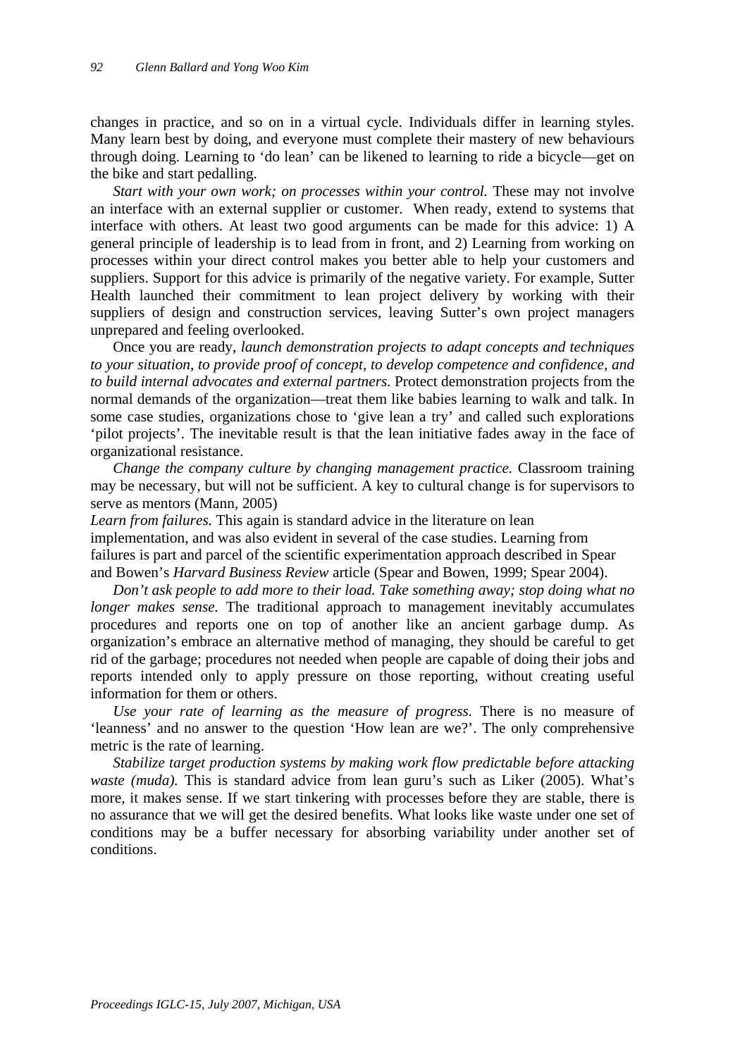changes in practice, and so on in a virtual cycle. Individuals differ in learning styles. Many learn best by doing, and everyone must complete their mastery of new behaviours through doing. Learning to 'do lean' can be likened to learning to ride a bicycle—get on the bike and start pedalling.

*Start with your own work; on processes within your control.* These may not involve an interface with an external supplier or customer. When ready, extend to systems that interface with others. At least two good arguments can be made for this advice: 1) A general principle of leadership is to lead from in front, and 2) Learning from working on processes within your direct control makes you better able to help your customers and suppliers. Support for this advice is primarily of the negative variety. For example, Sutter Health launched their commitment to lean project delivery by working with their suppliers of design and construction services, leaving Sutter's own project managers unprepared and feeling overlooked.

Once you are ready, *launch demonstration projects to adapt concepts and techniques to your situation, to provide proof of concept, to develop competence and confidence, and to build internal advocates and external partners.* Protect demonstration projects from the normal demands of the organization—treat them like babies learning to walk and talk. In some case studies, organizations chose to 'give lean a try' and called such explorations 'pilot projects'. The inevitable result is that the lean initiative fades away in the face of organizational resistance.

*Change the company culture by changing management practice.* Classroom training may be necessary, but will not be sufficient. A key to cultural change is for supervisors to serve as mentors (Mann, 2005)

*Learn from failures.* This again is standard advice in the literature on lean implementation, and was also evident in several of the case studies. Learning from failures is part and parcel of the scientific experimentation approach described in Spear and Bowen's *Harvard Business Review* article (Spear and Bowen, 1999; Spear 2004).

*Don't ask people to add more to their load. Take something away; stop doing what no longer makes sense.* The traditional approach to management inevitably accumulates procedures and reports one on top of another like an ancient garbage dump. As organization's embrace an alternative method of managing, they should be careful to get rid of the garbage; procedures not needed when people are capable of doing their jobs and reports intended only to apply pressure on those reporting, without creating useful information for them or others.

*Use your rate of learning as the measure of progress.* There is no measure of 'leanness' and no answer to the question 'How lean are we?'. The only comprehensive metric is the rate of learning.

*Stabilize target production systems by making work flow predictable before attacking waste (muda).* This is standard advice from lean guru's such as Liker (2005). What's more, it makes sense. If we start tinkering with processes before they are stable, there is no assurance that we will get the desired benefits. What looks like waste under one set of conditions may be a buffer necessary for absorbing variability under another set of conditions.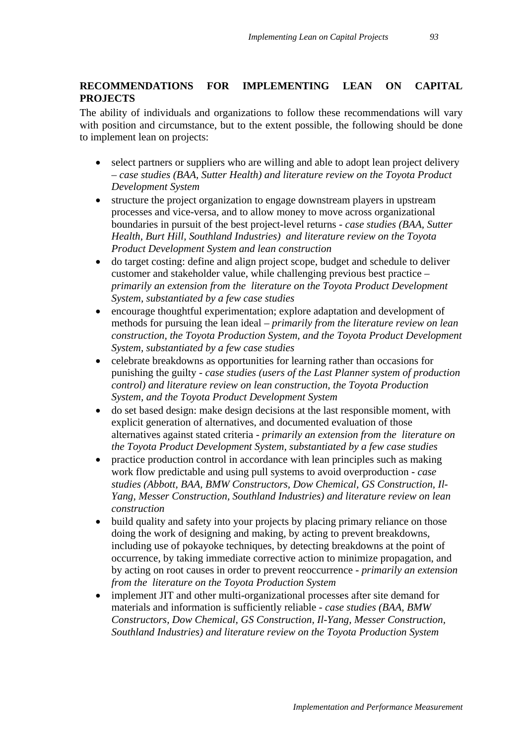## RECOMMENDATIONS FOR IMPLEMENTING LEAN ON CAPITAL PROJECTS

The ability of individuals and organizations to follow these recommendations will vary with position and circumstance, but to the extent possible, the following should be done to implement lean on projects:

- select partners or suppliers who are willing and able to adopt lean project delivery – *case studies (BAA, Sutter Health) and literature review on the Toyota Product Development System*
- structure the project organization to engage downstream players in upstream processes and vice-versa, and to allow money to move across organizational boundaries in pursuit of the best project-level returns - *case studies (BAA, Sutter Health, Burt Hill, Southland Industries) and literature review on the Toyota Product Development System and lean construction*
- do target costing: define and align project scope, budget and schedule to deliver customer and stakeholder value, while challenging previous best practice – *primarily an extension from the literature on the Toyota Product Development System, substantiated by a few case studies*
- encourage thoughtful experimentation; explore adaptation and development of methods for pursuing the lean ideal – *primarily from the literature review on lean construction, the Toyota Production System, and the Toyota Product Development System, substantiated by a few case studies*
- celebrate breakdowns as opportunities for learning rather than occasions for punishing the guilty - *case studies (users of the Last Planner system of production control) and literature review on lean construction, the Toyota Production System, and the Toyota Product Development System*
- do set based design: make design decisions at the last responsible moment, with explicit generation of alternatives, and documented evaluation of those alternatives against stated criteria - *primarily an extension from the literature on the Toyota Product Development System, substantiated by a few case studies*
- practice production control in accordance with lean principles such as making work flow predictable and using pull systems to avoid overproduction - *case studies (Abbott, BAA, BMW Constructors, Dow Chemical, GS Construction, Il-Yang, Messer Construction, Southland Industries) and literature review on lean construction*
- build quality and safety into your projects by placing primary reliance on those doing the work of designing and making, by acting to prevent breakdowns, including use of pokayoke techniques, by detecting breakdowns at the point of occurrence, by taking immediate corrective action to minimize propagation, and by acting on root causes in order to prevent reoccurrence - *primarily an extension from the literature on the Toyota Production System*
- implement JIT and other multi-organizational processes after site demand for materials and information is sufficiently reliable - *case studies (BAA, BMW Constructors, Dow Chemical, GS Construction, Il-Yang, Messer Construction, Southland Industries) and literature review on the Toyota Production System*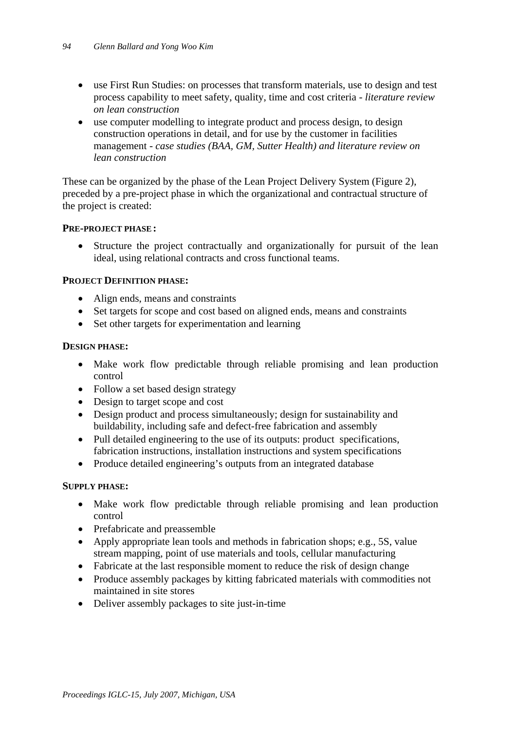- use First Run Studies: on processes that transform materials, use to design and test process capability to meet safety, quality, time and cost criteria - *literature review on lean construction*
- use computer modelling to integrate product and process design, to design construction operations in detail, and for use by the customer in facilities management - *case studies (BAA, GM, Sutter Health) and literature review on lean construction*

These can be organized by the phase of the Lean Project Delivery System (Figure 2), preceded by a pre-project phase in which the organizational and contractual structure of the project is created:

**PRE-PROJECT PHASE:**

- Structure the project contractually and organizationally for pursuit of the lean ideal, using relational contracts and cross functional teams.

**PROJECT DEFINITION PHASE:**

- Align ends, means and constraints
- Set targets for scope and cost based on aligned ends, means and constraints
- Set other targets for experimentation and learning

**DESIGN PHASE:**

- Make work flow predictable through reliable promising and lean production control
- Follow a set based design strategy
- Design to target scope and cost
- Design product and process simultaneously; design for sustainability and buildability, including safe and defect-free fabrication and assembly
- Pull detailed engineering to the use of its outputs: product specifications, fabrication instructions, installation instructions and system specifications
- Produce detailed engineering's outputs from an integrated database

**SUPPLY PHASE:**

- Make work flow predictable through reliable promising and lean production control
- Prefabricate and preassemble
- Apply appropriate lean tools and methods in fabrication shops; e.g., 5S, value stream mapping, point of use materials and tools, cellular manufacturing
- Fabricate at the last responsible moment to reduce the risk of design change
- Produce assembly packages by kitting fabricated materials with commodities not maintained in site stores
- Deliver assembly packages to site just-in-time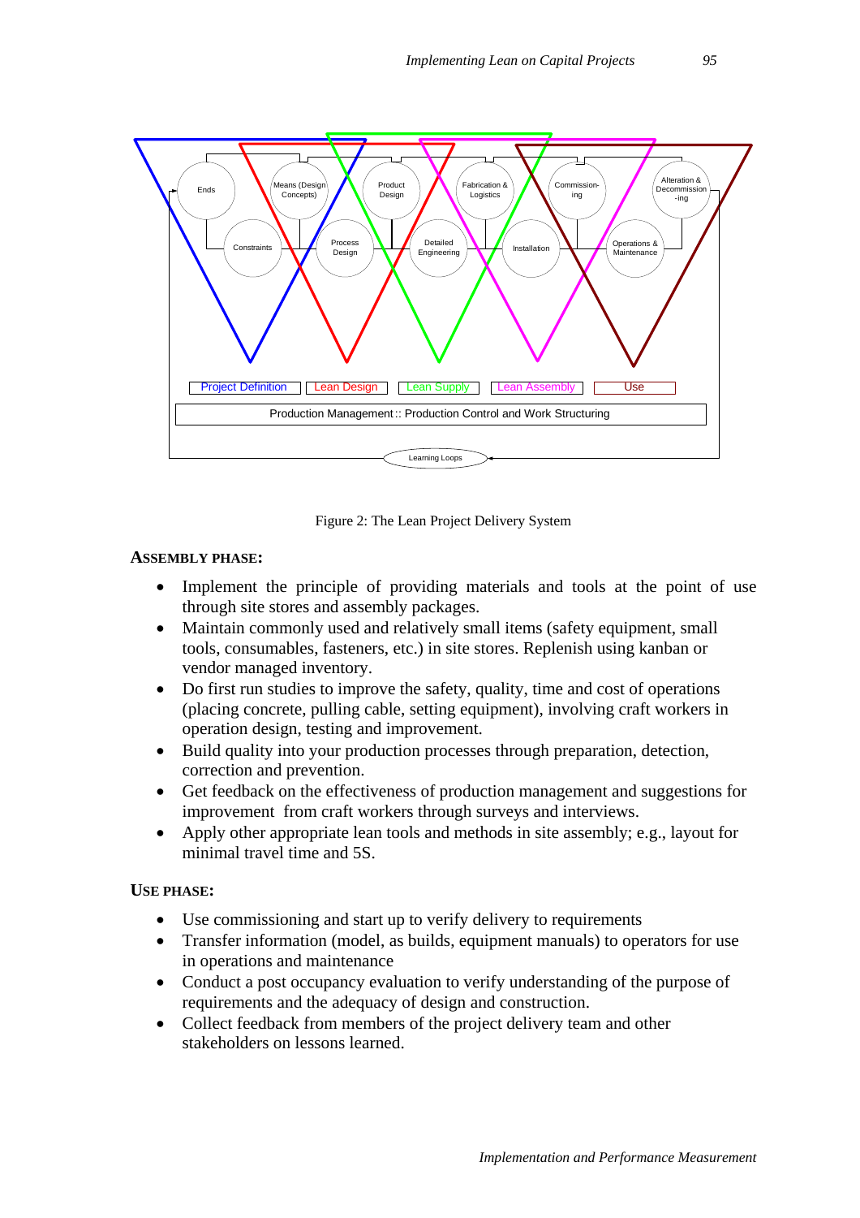Figure 2: The Lean Project Delivery System

**ASSEMBLY PHASE:**

- Implement the principle of providing materials and tools at the point of use through site stores and assembly packages.
- Maintain commonly used and relatively small items (safety equipment, small tools, consumables, fasteners, etc.) in site stores. Replenish using kanban or vendor managed inventory.
- Do first run studies to improve the safety, quality, time and cost of operations (placing concrete, pulling cable, setting equipment), involving craft workers in operation design, testing and improvement.
- Build quality into your production processes through preparation, detection, correction and prevention.
- Get feedback on the effectiveness of production management and suggestions for improvement from craft workers through surveys and interviews.
- Apply other appropriate lean tools and methods in site assembly; e.g., layout for minimal travel time and 5S.

**USE PHASE:**

- Use commissioning and start up to verify delivery to requirements
- Transfer information (model, as builds, equipment manuals) to operators for use in operations and maintenance
- Conduct a post occupancy evaluation to verify understanding of the purpose of requirements and the adequacy of design and construction.
- Collect feedback from members of the project delivery team and other stakeholders on lessons learned.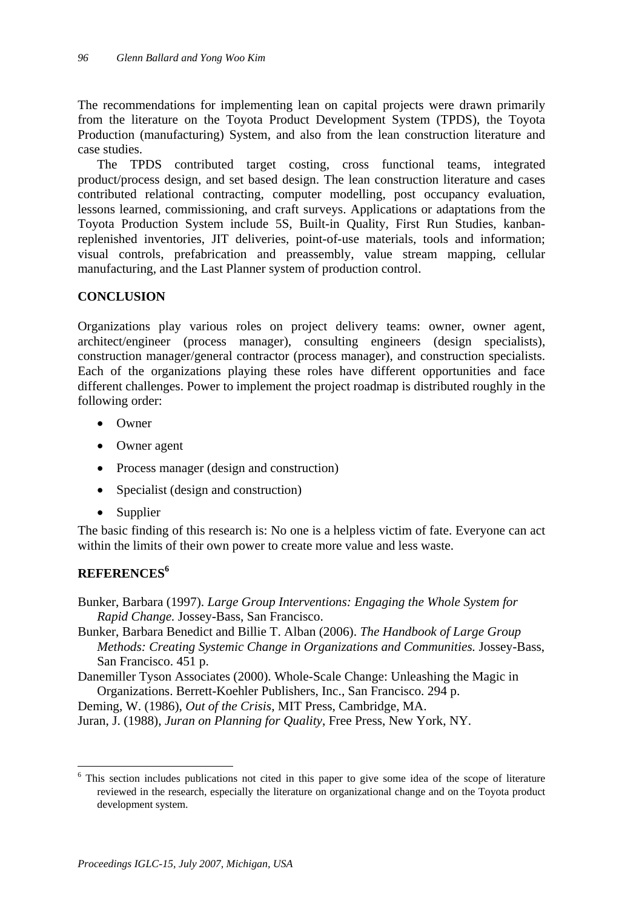The recommendations for implementing lean on capital projects were drawn primarily from the literature on the Toyota Product Development System (TPDS), the Toyota Production (manufacturing) System, and also from the lean construction literature and case studies.

The TPDS contributed target costing, cross functional teams, integrated product/process design, and set based design. The lean construction literature and cases contributed relational contracting, computer modelling, post occupancy evaluation, lessons learned, commissioning, and craft surveys. Applications or adaptations from the Toyota Production System include 5S, Built-in Quality, First Run Studies, kanban-replenished inventories, JIT deliveries, point-of-use materials, tools and information; visual controls, prefabrication and preassembly, value stream mapping, cellular manufacturing, and the Last Planner system of production control.

## CONCLUSION

Organizations play various roles on project delivery teams: owner, owner agent, architect/engineer (process manager), consulting engineers (design specialists), construction manager/general contractor (process manager), and construction specialists. Each of the organizations playing these roles have different opportunities and face different challenges. Power to implement the project roadmap is distributed roughly in the following order:

- Owner
- Owner agent
- Process manager (design and construction)
- Specialist (design and construction)
- Supplier

The basic finding of this research is: No one is a helpless victim of fate. Everyone can act within the limits of their own power to create more value and less waste.

## REFERENCES[6]

Bunker, Barbara (1997). *Large Group Interventions: Engaging the Whole System for Rapid Change.* Jossey-Bass, San Francisco.

Bunker, Barbara Benedict and Billie T. Alban (2006). *The Handbook of Large Group Methods: Creating Systemic Change in Organizations and Communities.* Jossey-Bass, San Francisco. 451 p.

Danemiller Tyson Associates (2000). Whole-Scale Change: Unleashing the Magic in Organizations. Berrett-Koehler Publishers, Inc., San Francisco. 294 p.

Deming, W. (1986), *Out of the Crisis*, MIT Press, Cambridge, MA.

Juran, J. (1988), *Juran on Planning for Quality*, Free Press, New York, NY.

[6] This section includes publications not cited in this paper to give some idea of the scope of literature reviewed in the research, especially the literature on organizational change and on the Toyota product development system.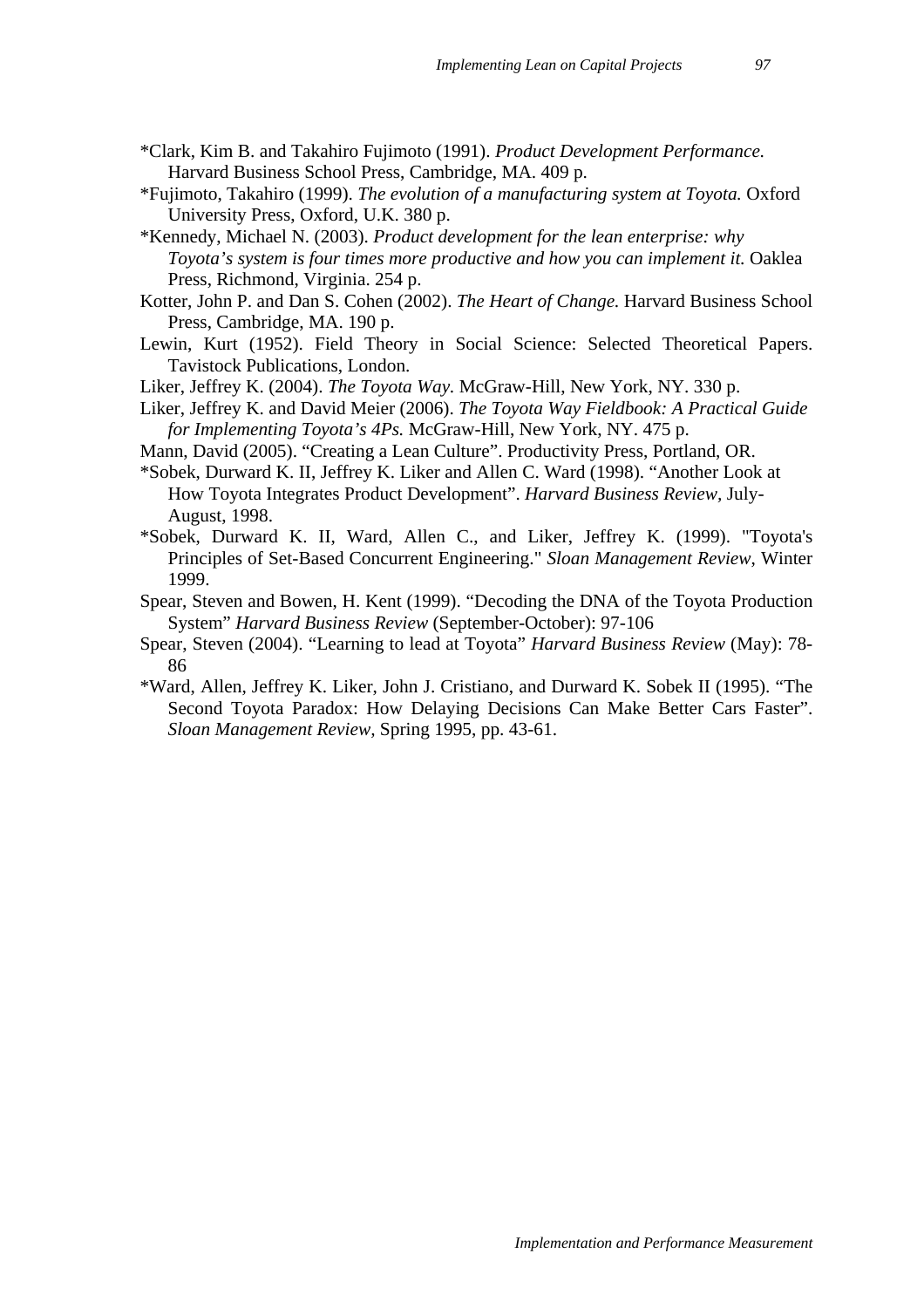*Clark, Kim B. and Takahiro Fujimoto (1991). *Product Development Performance.* Harvard Business School Press, Cambridge, MA. 409 p.

*Fujimoto, Takahiro (1999). *The evolution of a manufacturing system at Toyota.* Oxford University Press, Oxford, U.K. 380 p.

*Kennedy, Michael N. (2003). *Product development for the lean enterprise: why Toyota's system is four times more productive and how you can implement it.* Oaklea Press, Richmond, Virginia. 254 p.

Kotter, John P. and Dan S. Cohen (2002). *The Heart of Change.* Harvard Business School Press, Cambridge, MA. 190 p.

Lewin, Kurt (1952). Field Theory in Social Science: Selected Theoretical Papers. Tavistock Publications, London.

Liker, Jeffrey K. (2004). *The Toyota Way.* McGraw-Hill, New York, NY. 330 p.

Liker, Jeffrey K. and David Meier (2006). *The Toyota Way Fieldbook: A Practical Guide for Implementing Toyota's 4Ps.* McGraw-Hill, New York, NY. 475 p.

Mann, David (2005). "Creating a Lean Culture". Productivity Press, Portland, OR.

*Sobek, Durward K. II, Jeffrey K. Liker and Allen C. Ward (1998). "Another Look at How Toyota Integrates Product Development". *Harvard Business Review*, July-August, 1998.

*Sobek, Durward K. II, Ward, Allen C., and Liker, Jeffrey K. (1999). "Toyota's Principles of Set-Based Concurrent Engineering." *Sloan Management Review*, Winter 1999.

Spear, Steven and Bowen, H. Kent (1999). "Decoding the DNA of the Toyota Production System" *Harvard Business Review* (September-October): 97-106

Spear, Steven (2004). "Learning to lead at Toyota" *Harvard Business Review* (May): 78-86

*Ward, Allen, Jeffrey K. Liker, John J. Cristiano, and Durward K. Sobek II (1995). "The Second Toyota Paradox: How Delaying Decisions Can Make Better Cars Faster". *Sloan Management Review*, Spring 1995, pp. 43-61.